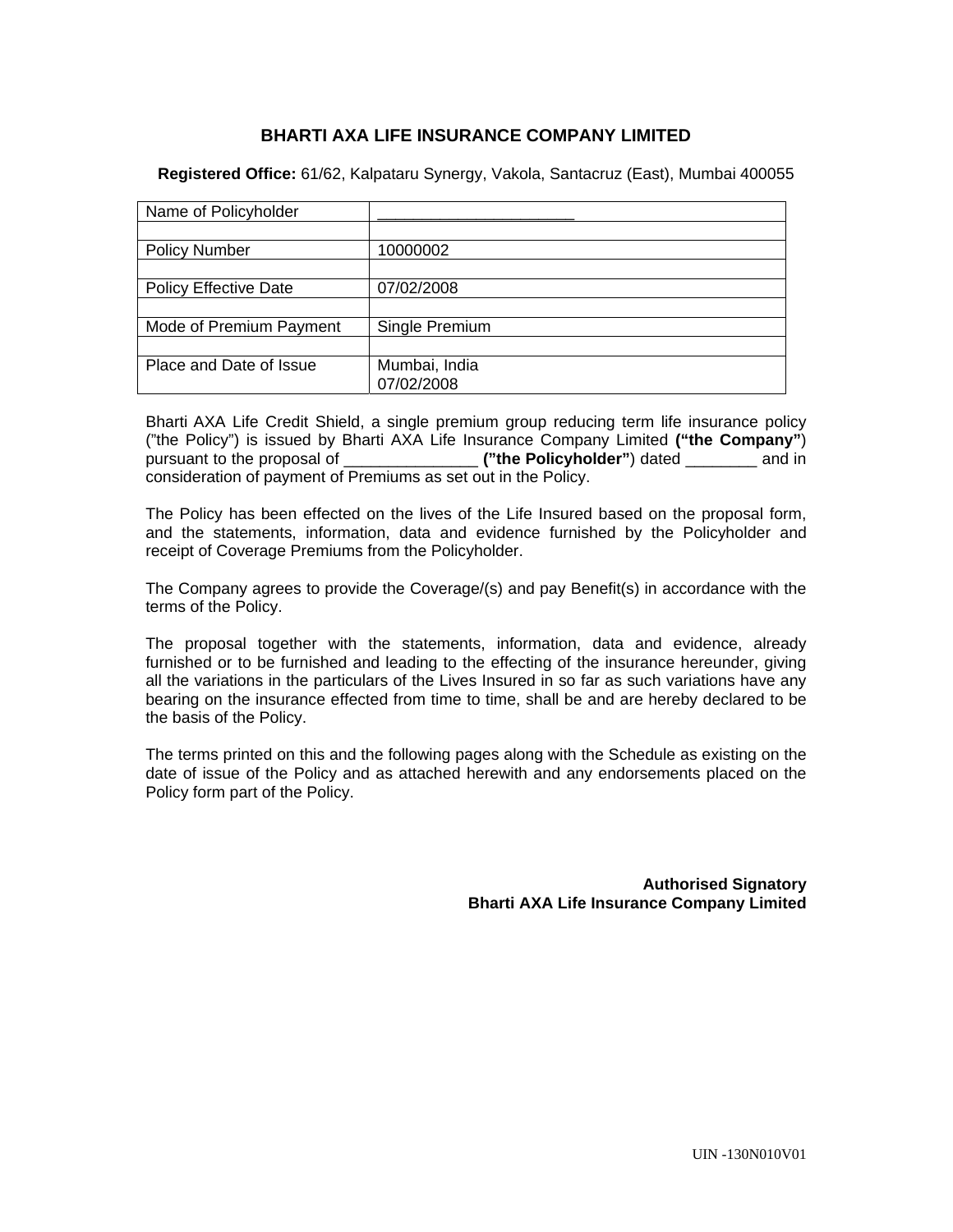# BHARTI AXA LIFE INSURANCE COMPANY LIMITED

**Registered Office:** 61/62, Kalpataru Synergy, Vakola, Santacruz (East), Mumbai 400055

| Name of Policyholder | ______________________ |
|---|---|
| | |
| Policy Number | 10000002 |
| | |
| Policy Effective Date | 07/02/2008 |
| | |
| Mode of Premium Payment | Single Premium |
| | |
| Place and Date of Issue | Mumbai, India<br>07/02/2008 |

Bharti AXA Life Credit Shield, a single premium group reducing term life insurance policy ("the Policy") is issued by Bharti AXA Life Insurance Company Limited **("the Company"**) pursuant to the proposal of _______________ **("the Policyholder"**) dated ________ and in consideration of payment of Premiums as set out in the Policy.

The Policy has been effected on the lives of the Life Insured based on the proposal form, and the statements, information, data and evidence furnished by the Policyholder and receipt of Coverage Premiums from the Policyholder.

The Company agrees to provide the Coverage/(s) and pay Benefit(s) in accordance with the terms of the Policy.

The proposal together with the statements, information, data and evidence, already furnished or to be furnished and leading to the effecting of the insurance hereunder, giving all the variations in the particulars of the Lives Insured in so far as such variations have any bearing on the insurance effected from time to time, shall be and are hereby declared to be the basis of the Policy.

The terms printed on this and the following pages along with the Schedule as existing on the date of issue of the Policy and as attached herewith and any endorsements placed on the Policy form part of the Policy.

**Authorised Signatory**
**Bharti AXA Life Insurance Company Limited**

UIN -130N010V01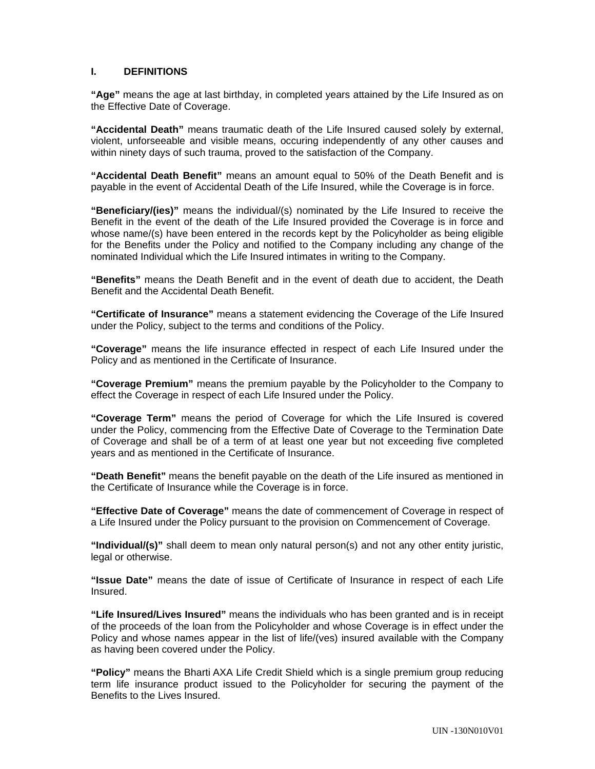## I. DEFINITIONS

**"Age"** means the age at last birthday, in completed years attained by the Life Insured as on the Effective Date of Coverage.

**"Accidental Death"** means traumatic death of the Life Insured caused solely by external, violent, unforseeable and visible means, occuring independently of any other causes and within ninety days of such trauma, proved to the satisfaction of the Company.

**"Accidental Death Benefit"** means an amount equal to 50% of the Death Benefit and is payable in the event of Accidental Death of the Life Insured, while the Coverage is in force.

**"Beneficiary/(ies)"** means the individual/(s) nominated by the Life Insured to receive the Benefit in the event of the death of the Life Insured provided the Coverage is in force and whose name/(s) have been entered in the records kept by the Policyholder as being eligible for the Benefits under the Policy and notified to the Company including any change of the nominated Individual which the Life Insured intimates in writing to the Company.

**"Benefits"** means the Death Benefit and in the event of death due to accident, the Death Benefit and the Accidental Death Benefit.

**"Certificate of Insurance"** means a statement evidencing the Coverage of the Life Insured under the Policy, subject to the terms and conditions of the Policy.

**"Coverage"** means the life insurance effected in respect of each Life Insured under the Policy and as mentioned in the Certificate of Insurance.

**"Coverage Premium"** means the premium payable by the Policyholder to the Company to effect the Coverage in respect of each Life Insured under the Policy.

**"Coverage Term"** means the period of Coverage for which the Life Insured is covered under the Policy, commencing from the Effective Date of Coverage to the Termination Date of Coverage and shall be of a term of at least one year but not exceeding five completed years and as mentioned in the Certificate of Insurance.

**"Death Benefit"** means the benefit payable on the death of the Life insured as mentioned in the Certificate of Insurance while the Coverage is in force.

**"Effective Date of Coverage"** means the date of commencement of Coverage in respect of a Life Insured under the Policy pursuant to the provision on Commencement of Coverage.

**"Individual/(s)"** shall deem to mean only natural person(s) and not any other entity juristic, legal or otherwise.

**"Issue Date"** means the date of issue of Certificate of Insurance in respect of each Life Insured.

**"Life Insured/Lives Insured"** means the individuals who has been granted and is in receipt of the proceeds of the loan from the Policyholder and whose Coverage is in effect under the Policy and whose names appear in the list of life/(ves) insured available with the Company as having been covered under the Policy.

**"Policy"** means the Bharti AXA Life Credit Shield which is a single premium group reducing term life insurance product issued to the Policyholder for securing the payment of the Benefits to the Lives Insured.

UIN -130N010V01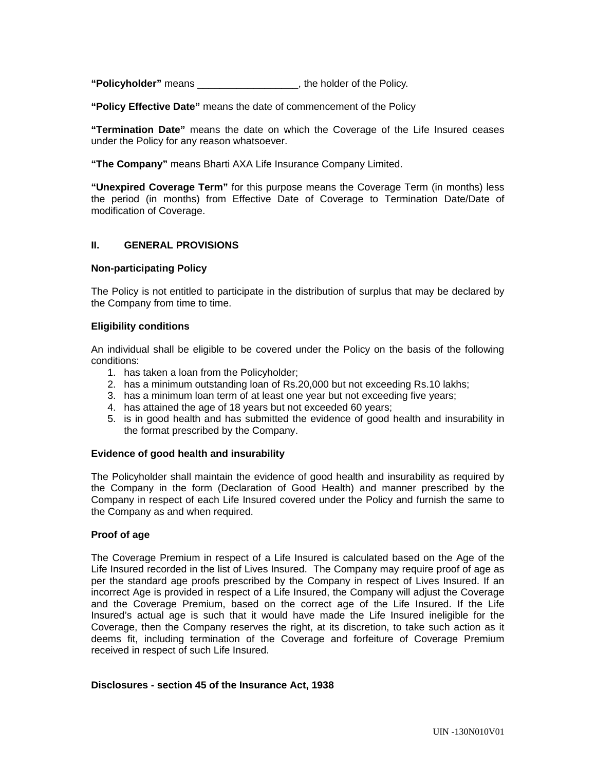**“Policyholder”** means __________________, the holder of the Policy.

**“Policy Effective Date”** means the date of commencement of the Policy

**“Termination Date”** means the date on which the Coverage of the Life Insured ceases under the Policy for any reason whatsoever.

**“The Company”** means Bharti AXA Life Insurance Company Limited.

**“Unexpired Coverage Term”** for this purpose means the Coverage Term (in months) less the period (in months) from Effective Date of Coverage to Termination Date/Date of modification of Coverage.

## II. GENERAL PROVISIONS

**Non-participating Policy**

The Policy is not entitled to participate in the distribution of surplus that may be declared by the Company from time to time.

**Eligibility conditions**

An individual shall be eligible to be covered under the Policy on the basis of the following conditions:

1. has taken a loan from the Policyholder;
2. has a minimum outstanding loan of Rs.20,000 but not exceeding Rs.10 lakhs;
3. has a minimum loan term of at least one year but not exceeding five years;
4. has attained the age of 18 years but not exceeded 60 years;
5. is in good health and has submitted the evidence of good health and insurability in the format prescribed by the Company.

**Evidence of good health and insurability**

The Policyholder shall maintain the evidence of good health and insurability as required by the Company in the form (Declaration of Good Health) and manner prescribed by the Company in respect of each Life Insured covered under the Policy and furnish the same to the Company as and when required.

**Proof of age**

The Coverage Premium in respect of a Life Insured is calculated based on the Age of the Life Insured recorded in the list of Lives Insured. The Company may require proof of age as per the standard age proofs prescribed by the Company in respect of Lives Insured. If an incorrect Age is provided in respect of a Life Insured, the Company will adjust the Coverage and the Coverage Premium, based on the correct age of the Life Insured. If the Life Insured’s actual age is such that it would have made the Life Insured ineligible for the Coverage, then the Company reserves the right, at its discretion, to take such action as it deems fit, including termination of the Coverage and forfeiture of Coverage Premium received in respect of such Life Insured.

**Disclosures - section 45 of the Insurance Act, 1938**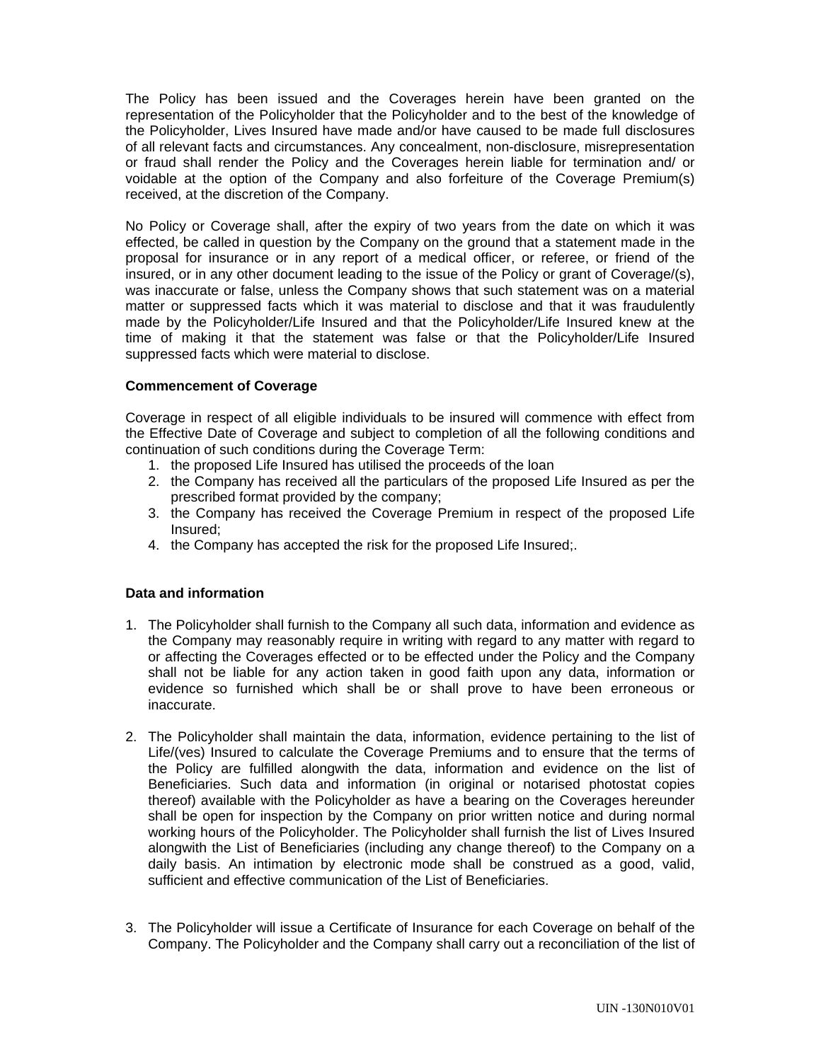The Policy has been issued and the Coverages herein have been granted on the representation of the Policyholder that the Policyholder and to the best of the knowledge of the Policyholder, Lives Insured have made and/or have caused to be made full disclosures of all relevant facts and circumstances. Any concealment, non-disclosure, misrepresentation or fraud shall render the Policy and the Coverages herein liable for termination and/ or voidable at the option of the Company and also forfeiture of the Coverage Premium(s) received, at the discretion of the Company.

No Policy or Coverage shall, after the expiry of two years from the date on which it was effected, be called in question by the Company on the ground that a statement made in the proposal for insurance or in any report of a medical officer, or referee, or friend of the insured, or in any other document leading to the issue of the Policy or grant of Coverage/(s), was inaccurate or false, unless the Company shows that such statement was on a material matter or suppressed facts which it was material to disclose and that it was fraudulently made by the Policyholder/Life Insured and that the Policyholder/Life Insured knew at the time of making it that the statement was false or that the Policyholder/Life Insured suppressed facts which were material to disclose.

**Commencement of Coverage**

Coverage in respect of all eligible individuals to be insured will commence with effect from the Effective Date of Coverage and subject to completion of all the following conditions and continuation of such conditions during the Coverage Term:

1. the proposed Life Insured has utilised the proceeds of the loan
2. the Company has received all the particulars of the proposed Life Insured as per the prescribed format provided by the company;
3. the Company has received the Coverage Premium in respect of the proposed Life Insured;
4. the Company has accepted the risk for the proposed Life Insured;.

**Data and information**

1. The Policyholder shall furnish to the Company all such data, information and evidence as the Company may reasonably require in writing with regard to any matter with regard to or affecting the Coverages effected or to be effected under the Policy and the Company shall not be liable for any action taken in good faith upon any data, information or evidence so furnished which shall be or shall prove to have been erroneous or inaccurate.

2. The Policyholder shall maintain the data, information, evidence pertaining to the list of Life/(ves) Insured to calculate the Coverage Premiums and to ensure that the terms of the Policy are fulfilled alongwith the data, information and evidence on the list of Beneficiaries. Such data and information (in original or notarised photostat copies thereof) available with the Policyholder as have a bearing on the Coverages hereunder shall be open for inspection by the Company on prior written notice and during normal working hours of the Policyholder. The Policyholder shall furnish the list of Lives Insured alongwith the List of Beneficiaries (including any change thereof) to the Company on a daily basis. An intimation by electronic mode shall be construed as a good, valid, sufficient and effective communication of the List of Beneficiaries.

3. The Policyholder will issue a Certificate of Insurance for each Coverage on behalf of the Company. The Policyholder and the Company shall carry out a reconciliation of the list of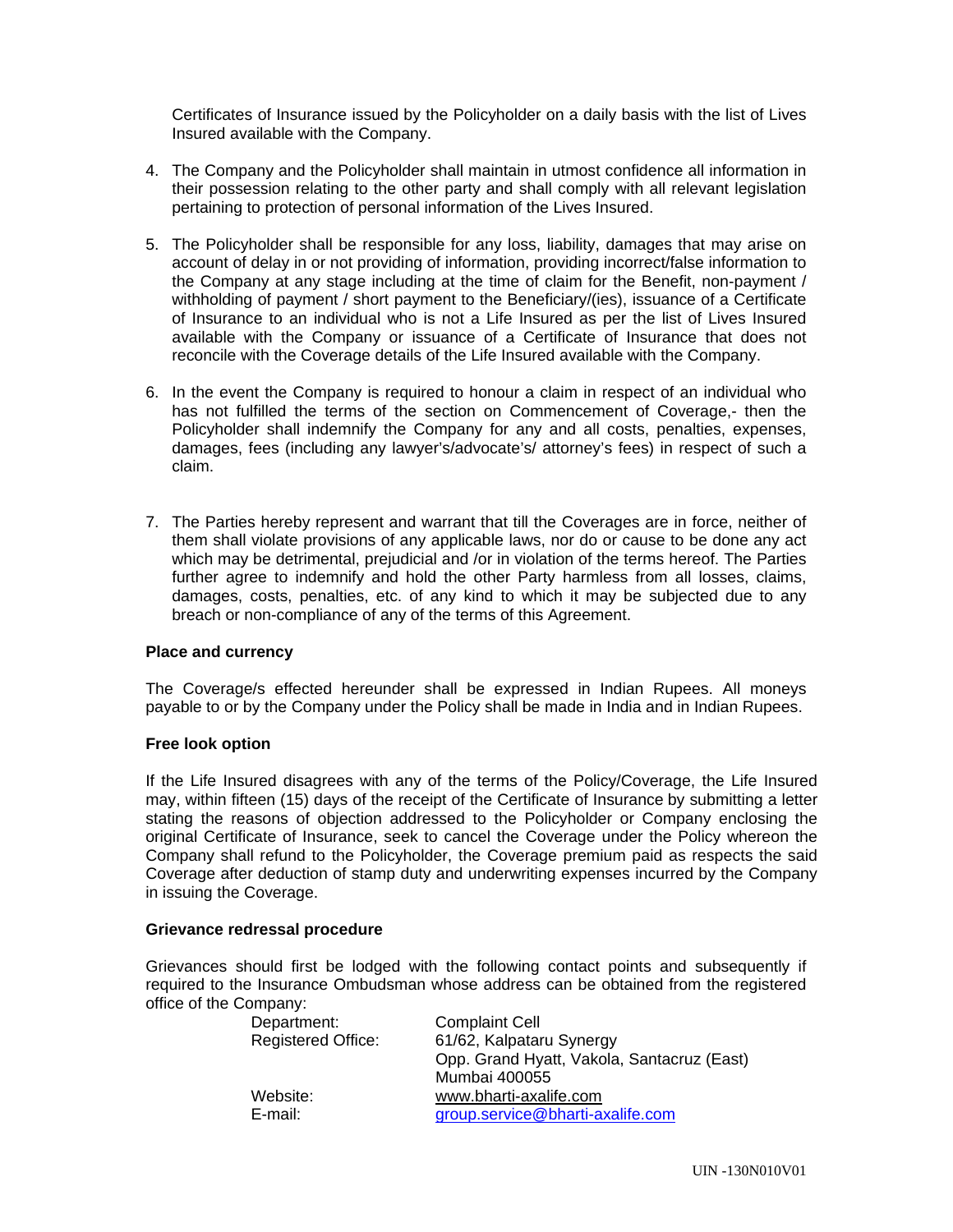Certificates of Insurance issued by the Policyholder on a daily basis with the list of Lives Insured available with the Company.

4. The Company and the Policyholder shall maintain in utmost confidence all information in their possession relating to the other party and shall comply with all relevant legislation pertaining to protection of personal information of the Lives Insured.

5. The Policyholder shall be responsible for any loss, liability, damages that may arise on account of delay in or not providing of information, providing incorrect/false information to the Company at any stage including at the time of claim for the Benefit, non-payment / withholding of payment / short payment to the Beneficiary/(ies), issuance of a Certificate of Insurance to an individual who is not a Life Insured as per the list of Lives Insured available with the Company or issuance of a Certificate of Insurance that does not reconcile with the Coverage details of the Life Insured available with the Company.

6. In the event the Company is required to honour a claim in respect of an individual who has not fulfilled the terms of the section on Commencement of Coverage,- then the Policyholder shall indemnify the Company for any and all costs, penalties, expenses, damages, fees (including any lawyer's/advocate's/ attorney's fees) in respect of such a claim.

7. The Parties hereby represent and warrant that till the Coverages are in force, neither of them shall violate provisions of any applicable laws, nor do or cause to be done any act which may be detrimental, prejudicial and /or in violation of the terms hereof. The Parties further agree to indemnify and hold the other Party harmless from all losses, claims, damages, costs, penalties, etc. of any kind to which it may be subjected due to any breach or non-compliance of any of the terms of this Agreement.

**Place and currency**

The Coverage/s effected hereunder shall be expressed in Indian Rupees. All moneys payable to or by the Company under the Policy shall be made in India and in Indian Rupees.

**Free look option**

If the Life Insured disagrees with any of the terms of the Policy/Coverage, the Life Insured may, within fifteen (15) days of the receipt of the Certificate of Insurance by submitting a letter stating the reasons of objection addressed to the Policyholder or Company enclosing the original Certificate of Insurance, seek to cancel the Coverage under the Policy whereon the Company shall refund to the Policyholder, the Coverage premium paid as respects the said Coverage after deduction of stamp duty and underwriting expenses incurred by the Company in issuing the Coverage.

**Grievance redressal procedure**

Grievances should first be lodged with the following contact points and subsequently if required to the Insurance Ombudsman whose address can be obtained from the registered office of the Company:

| | |
|---|---|
| Department: | Complaint Cell |
| Registered Office: | 61/62, Kalpataru Synergy<br>Opp. Grand Hyatt, Vakola, Santacruz (East)<br>Mumbai 400055 |
| Website: | www.bharti-axalife.com |
| E-mail: | group.service@bharti-axalife.com |

UIN -130N010V01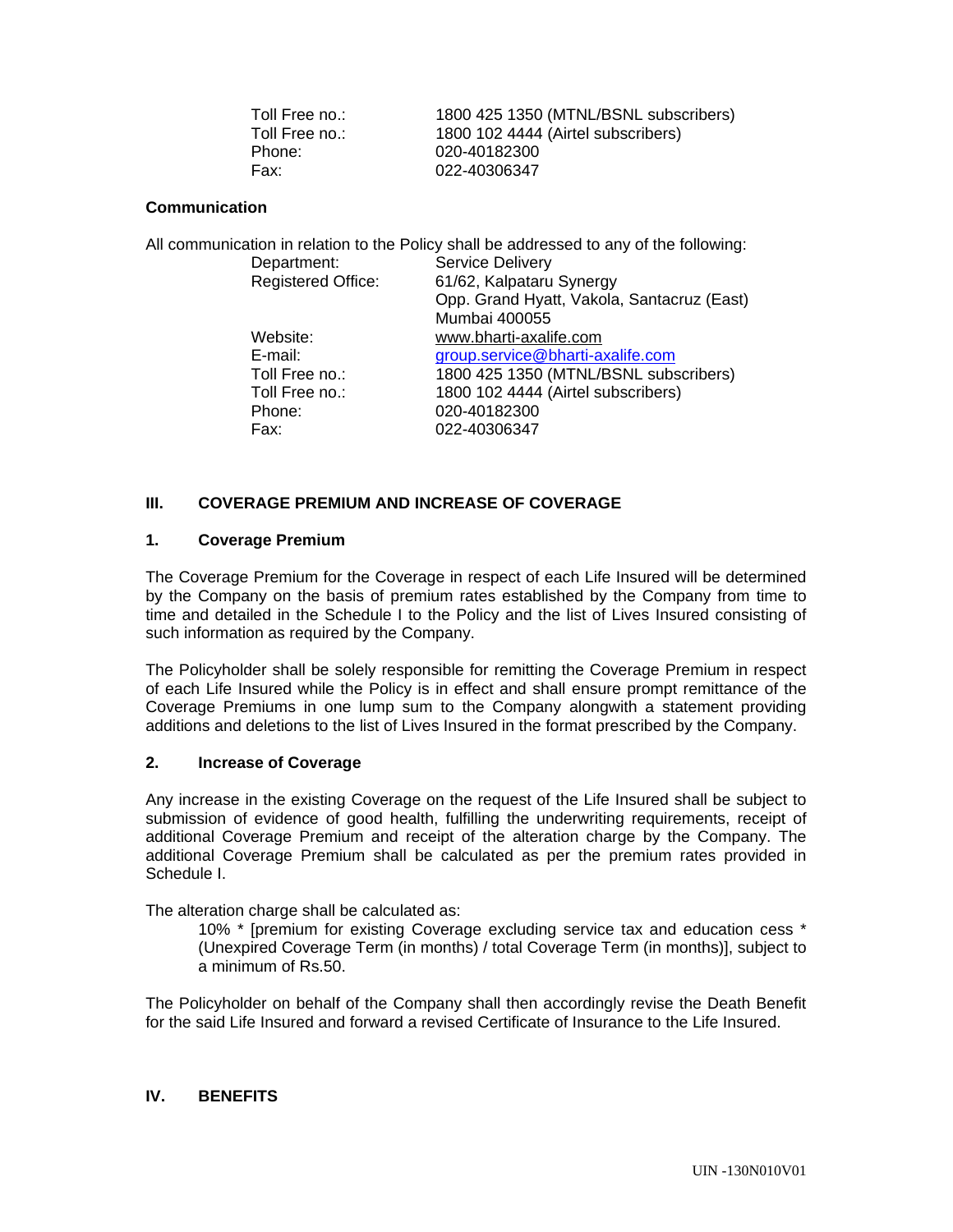| | |
|---|---|
| Toll Free no.: | 1800 425 1350 (MTNL/BSNL subscribers) |
| Toll Free no.: | 1800 102 4444 (Airtel subscribers) |
| Phone: | 020-40182300 |
| Fax: | 022-40306347 |

**Communication**

All communication in relation to the Policy shall be addressed to any of the following:

| | |
|---|---|
| Department: | Service Delivery |
| Registered Office: | 61/62, Kalpataru Synergy<br>Opp. Grand Hyatt, Vakola, Santacruz (East)<br>Mumbai 400055 |
| Website: | www.bharti-axalife.com |
| E-mail: | group.service@bharti-axalife.com |
| Toll Free no.: | 1800 425 1350 (MTNL/BSNL subscribers) |
| Toll Free no.: | 1800 102 4444 (Airtel subscribers) |
| Phone: | 020-40182300 |
| Fax: | 022-40306347 |

## III. COVERAGE PREMIUM AND INCREASE OF COVERAGE

### 1. Coverage Premium

The Coverage Premium for the Coverage in respect of each Life Insured will be determined by the Company on the basis of premium rates established by the Company from time to time and detailed in the Schedule I to the Policy and the list of Lives Insured consisting of such information as required by the Company.

The Policyholder shall be solely responsible for remitting the Coverage Premium in respect of each Life Insured while the Policy is in effect and shall ensure prompt remittance of the Coverage Premiums in one lump sum to the Company alongwith a statement providing additions and deletions to the list of Lives Insured in the format prescribed by the Company.

### 2. Increase of Coverage

Any increase in the existing Coverage on the request of the Life Insured shall be subject to submission of evidence of good health, fulfilling the underwriting requirements, receipt of additional Coverage Premium and receipt of the alteration charge by the Company. The additional Coverage Premium shall be calculated as per the premium rates provided in Schedule I.

The alteration charge shall be calculated as:

> 10% * [premium for existing Coverage excluding service tax and education cess * (Unexpired Coverage Term (in months) / total Coverage Term (in months)], subject to a minimum of Rs.50.

The Policyholder on behalf of the Company shall then accordingly revise the Death Benefit for the said Life Insured and forward a revised Certificate of Insurance to the Life Insured.

## IV. BENEFITS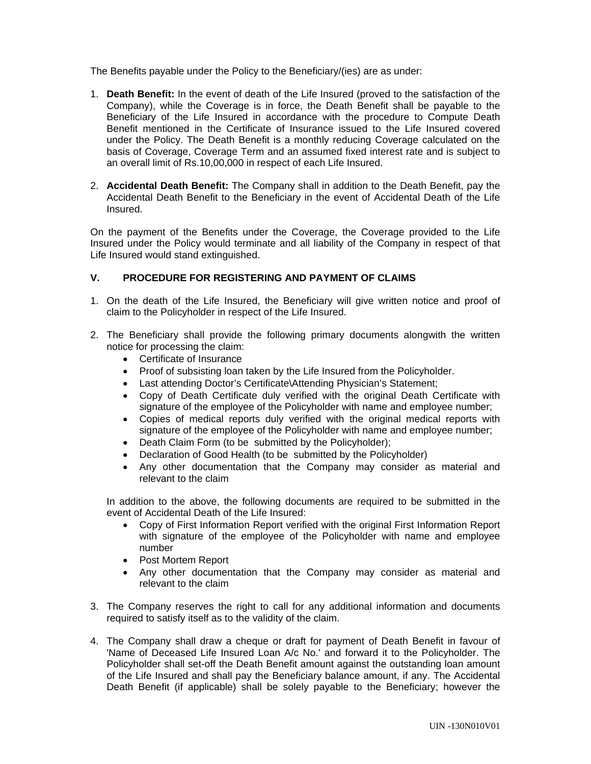The Benefits payable under the Policy to the Beneficiary/(ies) are as under:

1. **Death Benefit:** In the event of death of the Life Insured (proved to the satisfaction of the Company), while the Coverage is in force, the Death Benefit shall be payable to the Beneficiary of the Life Insured in accordance with the procedure to Compute Death Benefit mentioned in the Certificate of Insurance issued to the Life Insured covered under the Policy. The Death Benefit is a monthly reducing Coverage calculated on the basis of Coverage, Coverage Term and an assumed fixed interest rate and is subject to an overall limit of Rs.10,00,000 in respect of each Life Insured.

2. **Accidental Death Benefit:** The Company shall in addition to the Death Benefit, pay the Accidental Death Benefit to the Beneficiary in the event of Accidental Death of the Life Insured.

On the payment of the Benefits under the Coverage, the Coverage provided to the Life Insured under the Policy would terminate and all liability of the Company in respect of that Life Insured would stand extinguished.

## V. PROCEDURE FOR REGISTERING AND PAYMENT OF CLAIMS

1. On the death of the Life Insured, the Beneficiary will give written notice and proof of claim to the Policyholder in respect of the Life Insured.

2. The Beneficiary shall provide the following primary documents alongwith the written notice for processing the claim:
   - Certificate of Insurance
   - Proof of subsisting loan taken by the Life Insured from the Policyholder.
   - Last attending Doctor's Certificate\Attending Physician's Statement;
   - Copy of Death Certificate duly verified with the original Death Certificate with signature of the employee of the Policyholder with name and employee number;
   - Copies of medical reports duly verified with the original medical reports with signature of the employee of the Policyholder with name and employee number;
   - Death Claim Form (to be submitted by the Policyholder);
   - Declaration of Good Health (to be submitted by the Policyholder)
   - Any other documentation that the Company may consider as material and relevant to the claim

   In addition to the above, the following documents are required to be submitted in the event of Accidental Death of the Life Insured:
   - Copy of First Information Report verified with the original First Information Report with signature of the employee of the Policyholder with name and employee number
   - Post Mortem Report
   - Any other documentation that the Company may consider as material and relevant to the claim

3. The Company reserves the right to call for any additional information and documents required to satisfy itself as to the validity of the claim.

4. The Company shall draw a cheque or draft for payment of Death Benefit in favour of 'Name of Deceased Life Insured Loan A/c No.' and forward it to the Policyholder. The Policyholder shall set-off the Death Benefit amount against the outstanding loan amount of the Life Insured and shall pay the Beneficiary balance amount, if any. The Accidental Death Benefit (if applicable) shall be solely payable to the Beneficiary; however the

UIN -130N010V01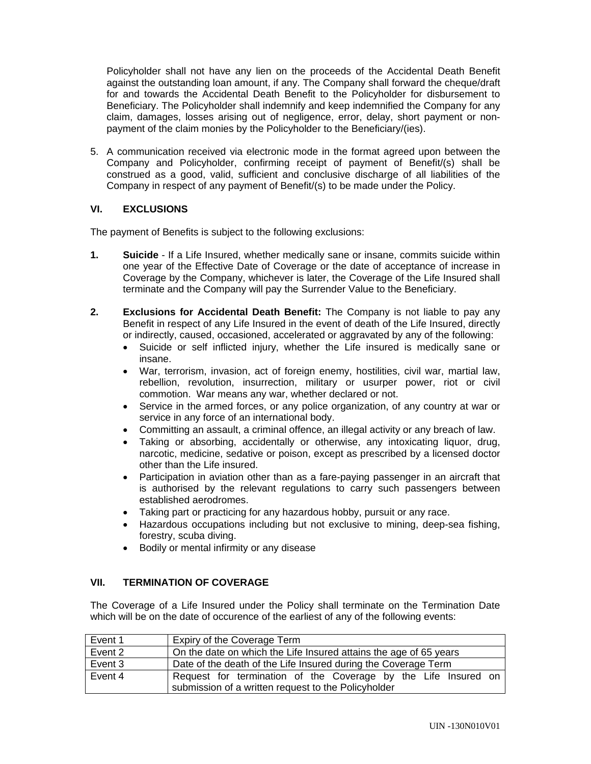Policyholder shall not have any lien on the proceeds of the Accidental Death Benefit against the outstanding loan amount, if any. The Company shall forward the cheque/draft for and towards the Accidental Death Benefit to the Policyholder for disbursement to Beneficiary. The Policyholder shall indemnify and keep indemnified the Company for any claim, damages, losses arising out of negligence, error, delay, short payment or non-payment of the claim monies by the Policyholder to the Beneficiary/(ies).

5. A communication received via electronic mode in the format agreed upon between the Company and Policyholder, confirming receipt of payment of Benefit/(s) shall be construed as a good, valid, sufficient and conclusive discharge of all liabilities of the Company in respect of any payment of Benefit/(s) to be made under the Policy.

## VI. EXCLUSIONS

The payment of Benefits is subject to the following exclusions:

**1.** **Suicide** - If a Life Insured, whether medically sane or insane, commits suicide within one year of the Effective Date of Coverage or the date of acceptance of increase in Coverage by the Company, whichever is later, the Coverage of the Life Insured shall terminate and the Company will pay the Surrender Value to the Beneficiary.

**2.** **Exclusions for Accidental Death Benefit:** The Company is not liable to pay any Benefit in respect of any Life Insured in the event of death of the Life Insured, directly or indirectly, caused, occasioned, accelerated or aggravated by any of the following:

- Suicide or self inflicted injury, whether the Life insured is medically sane or insane.
- War, terrorism, invasion, act of foreign enemy, hostilities, civil war, martial law, rebellion, revolution, insurrection, military or usurper power, riot or civil commotion. War means any war, whether declared or not.
- Service in the armed forces, or any police organization, of any country at war or service in any force of an international body.
- Committing an assault, a criminal offence, an illegal activity or any breach of law.
- Taking or absorbing, accidentally or otherwise, any intoxicating liquor, drug, narcotic, medicine, sedative or poison, except as prescribed by a licensed doctor other than the Life insured.
- Participation in aviation other than as a fare-paying passenger in an aircraft that is authorised by the relevant regulations to carry such passengers between established aerodromes.
- Taking part or practicing for any hazardous hobby, pursuit or any race.
- Hazardous occupations including but not exclusive to mining, deep-sea fishing, forestry, scuba diving.
- Bodily or mental infirmity or any disease

## VII. TERMINATION OF COVERAGE

The Coverage of a Life Insured under the Policy shall terminate on the Termination Date which will be on the date of occurence of the earliest of any of the following events:

| | |
|---|---|
| Event 1 | Expiry of the Coverage Term |
| Event 2 | On the date on which the Life Insured attains the age of 65 years |
| Event 3 | Date of the death of the Life Insured during the Coverage Term |
| Event 4 | Request for termination of the Coverage by the Life Insured on submission of a written request to the Policyholder |

UIN -130N010V01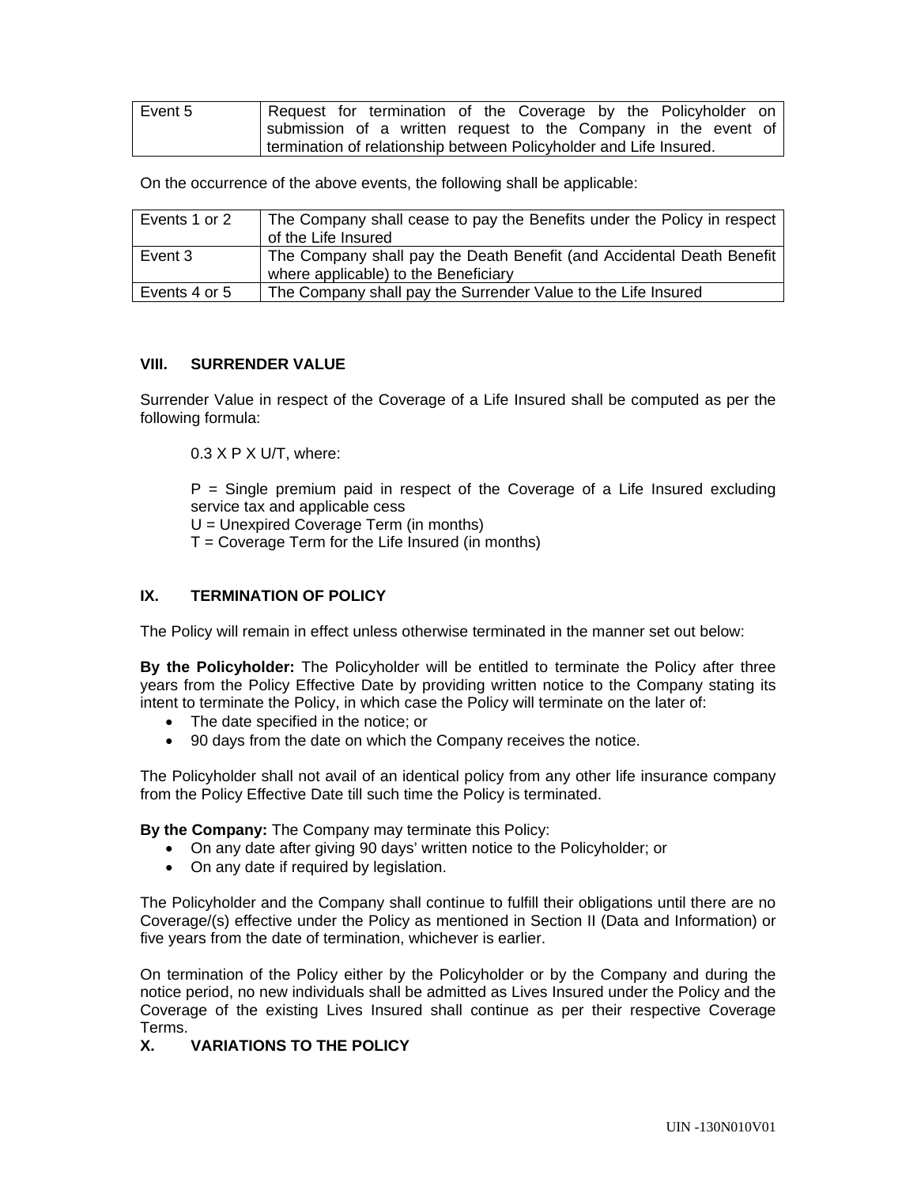| Event 5 | Request for termination of the Coverage by the Policyholder on submission of a written request to the Company in the event of termination of relationship between Policyholder and Life Insured. |
|---|---|

On the occurrence of the above events, the following shall be applicable:

| Events 1 or 2 | The Company shall cease to pay the Benefits under the Policy in respect of the Life Insured |
|---|---|
| Event 3 | The Company shall pay the Death Benefit (and Accidental Death Benefit where applicable) to the Beneficiary |
| Events 4 or 5 | The Company shall pay the Surrender Value to the Life Insured |

## VIII. SURRENDER VALUE

Surrender Value in respect of the Coverage of a Life Insured shall be computed as per the following formula:

$0.3 \times P \times U/T$, where:

P = Single premium paid in respect of the Coverage of a Life Insured excluding service tax and applicable cess
U = Unexpired Coverage Term (in months)
T = Coverage Term for the Life Insured (in months)

## IX. TERMINATION OF POLICY

The Policy will remain in effect unless otherwise terminated in the manner set out below:

**By the Policyholder:** The Policyholder will be entitled to terminate the Policy after three years from the Policy Effective Date by providing written notice to the Company stating its intent to terminate the Policy, in which case the Policy will terminate on the later of:

- The date specified in the notice; or
- 90 days from the date on which the Company receives the notice.

The Policyholder shall not avail of an identical policy from any other life insurance company from the Policy Effective Date till such time the Policy is terminated.

**By the Company:** The Company may terminate this Policy:

- On any date after giving 90 days' written notice to the Policyholder; or
- On any date if required by legislation.

The Policyholder and the Company shall continue to fulfill their obligations until there are no Coverage/(s) effective under the Policy as mentioned in Section II (Data and Information) or five years from the date of termination, whichever is earlier.

On termination of the Policy either by the Policyholder or by the Company and during the notice period, no new individuals shall be admitted as Lives Insured under the Policy and the Coverage of the existing Lives Insured shall continue as per their respective Coverage Terms.

## X. VARIATIONS TO THE POLICY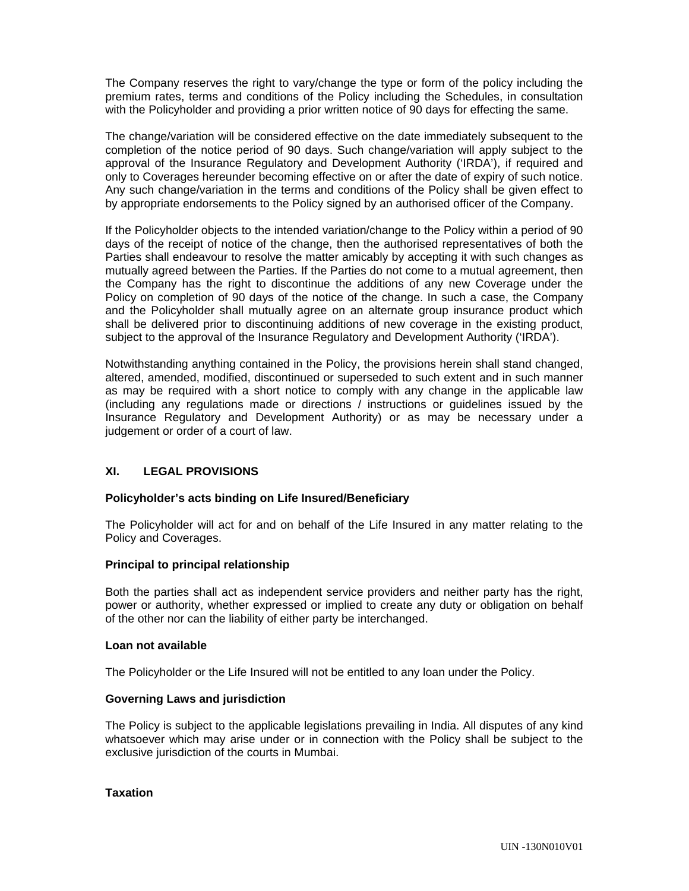The Company reserves the right to vary/change the type or form of the policy including the premium rates, terms and conditions of the Policy including the Schedules, in consultation with the Policyholder and providing a prior written notice of 90 days for effecting the same.

The change/variation will be considered effective on the date immediately subsequent to the completion of the notice period of 90 days. Such change/variation will apply subject to the approval of the Insurance Regulatory and Development Authority ('IRDA'), if required and only to Coverages hereunder becoming effective on or after the date of expiry of such notice. Any such change/variation in the terms and conditions of the Policy shall be given effect to by appropriate endorsements to the Policy signed by an authorised officer of the Company.

If the Policyholder objects to the intended variation/change to the Policy within a period of 90 days of the receipt of notice of the change, then the authorised representatives of both the Parties shall endeavour to resolve the matter amicably by accepting it with such changes as mutually agreed between the Parties. If the Parties do not come to a mutual agreement, then the Company has the right to discontinue the additions of any new Coverage under the Policy on completion of 90 days of the notice of the change. In such a case, the Company and the Policyholder shall mutually agree on an alternate group insurance product which shall be delivered prior to discontinuing additions of new coverage in the existing product, subject to the approval of the Insurance Regulatory and Development Authority ('IRDA').

Notwithstanding anything contained in the Policy, the provisions herein shall stand changed, altered, amended, modified, discontinued or superseded to such extent and in such manner as may be required with a short notice to comply with any change in the applicable law (including any regulations made or directions / instructions or guidelines issued by the Insurance Regulatory and Development Authority) or as may be necessary under a judgement or order of a court of law.

## XI. LEGAL PROVISIONS

**Policyholder's acts binding on Life Insured/Beneficiary**

The Policyholder will act for and on behalf of the Life Insured in any matter relating to the Policy and Coverages.

**Principal to principal relationship**

Both the parties shall act as independent service providers and neither party has the right, power or authority, whether expressed or implied to create any duty or obligation on behalf of the other nor can the liability of either party be interchanged.

**Loan not available**

The Policyholder or the Life Insured will not be entitled to any loan under the Policy.

**Governing Laws and jurisdiction**

The Policy is subject to the applicable legislations prevailing in India. All disputes of any kind whatsoever which may arise under or in connection with the Policy shall be subject to the exclusive jurisdiction of the courts in Mumbai.

**Taxation**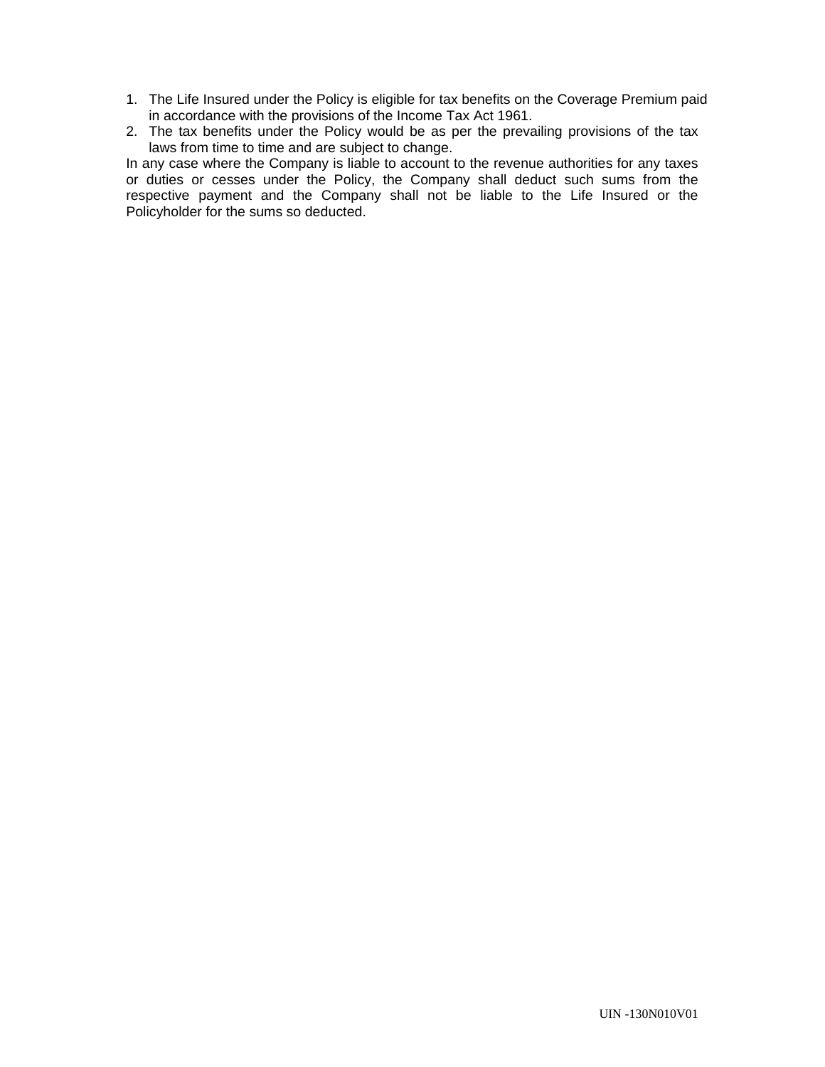1. The Life Insured under the Policy is eligible for tax benefits on the Coverage Premium paid in accordance with the provisions of the Income Tax Act 1961.
2. The tax benefits under the Policy would be as per the prevailing provisions of the tax laws from time to time and are subject to change.

In any case where the Company is liable to account to the revenue authorities for any taxes or duties or cesses under the Policy, the Company shall deduct such sums from the respective payment and the Company shall not be liable to the Life Insured or the Policyholder for the sums so deducted.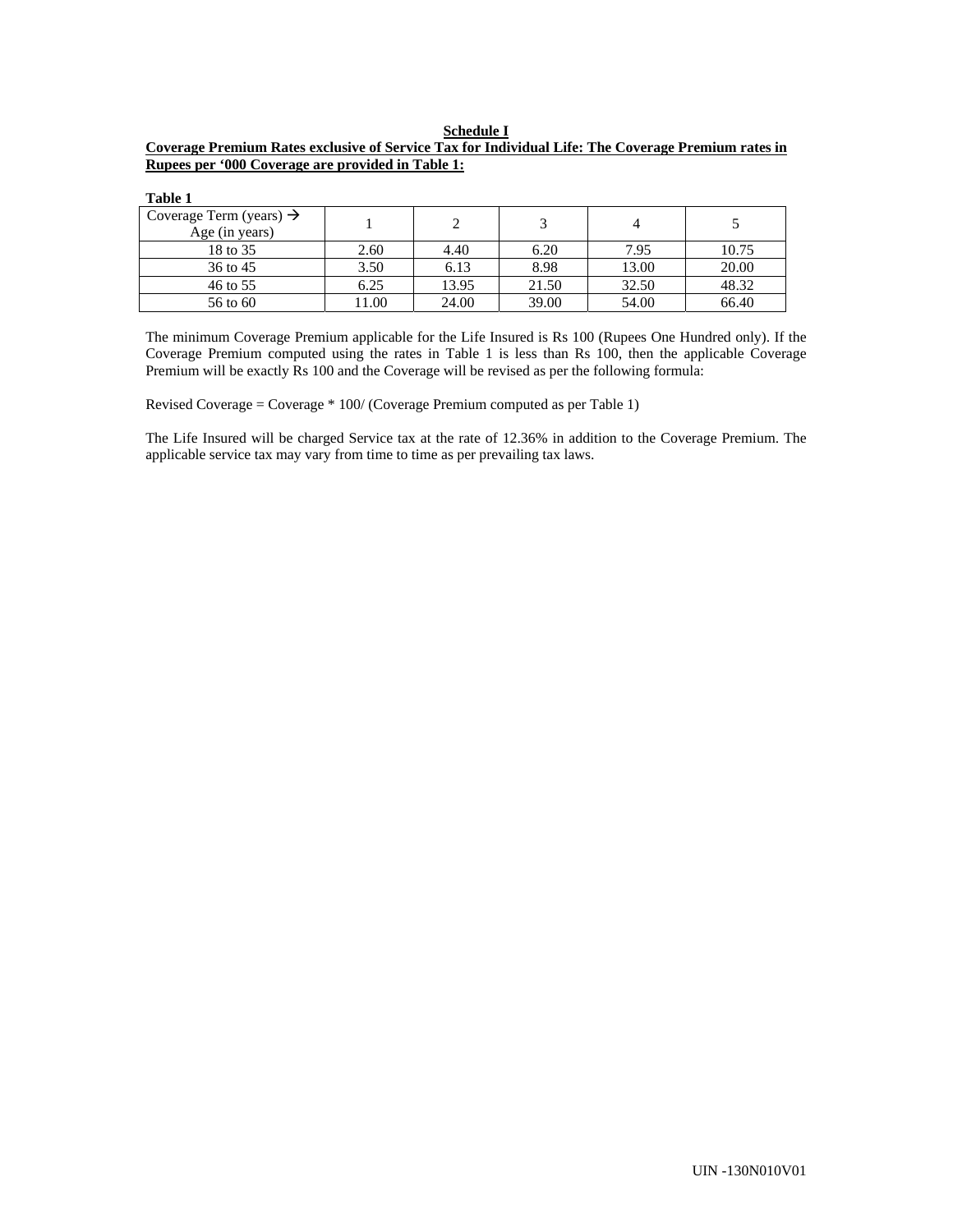## Schedule I

**Coverage Premium Rates exclusive of Service Tax for Individual Life: The Coverage Premium rates in Rupees per '000 Coverage are provided in Table 1:**

**Table 1**

| Coverage Term (years) → Age (in years) | 1 | 2 | 3 | 4 | 5 |
|---|---|---|---|---|---|
| 18 to 35 | 2.60 | 4.40 | 6.20 | 7.95 | 10.75 |
| 36 to 45 | 3.50 | 6.13 | 8.98 | 13.00 | 20.00 |
| 46 to 55 | 6.25 | 13.95 | 21.50 | 32.50 | 48.32 |
| 56 to 60 | 11.00 | 24.00 | 39.00 | 54.00 | 66.40 |

The minimum Coverage Premium applicable for the Life Insured is Rs 100 (Rupees One Hundred only). If the Coverage Premium computed using the rates in Table 1 is less than Rs 100, then the applicable Coverage Premium will be exactly Rs 100 and the Coverage will be revised as per the following formula:

Revised Coverage = Coverage * 100/ (Coverage Premium computed as per Table 1)

The Life Insured will be charged Service tax at the rate of 12.36% in addition to the Coverage Premium. The applicable service tax may vary from time to time as per prevailing tax laws.

UIN -130N010V01